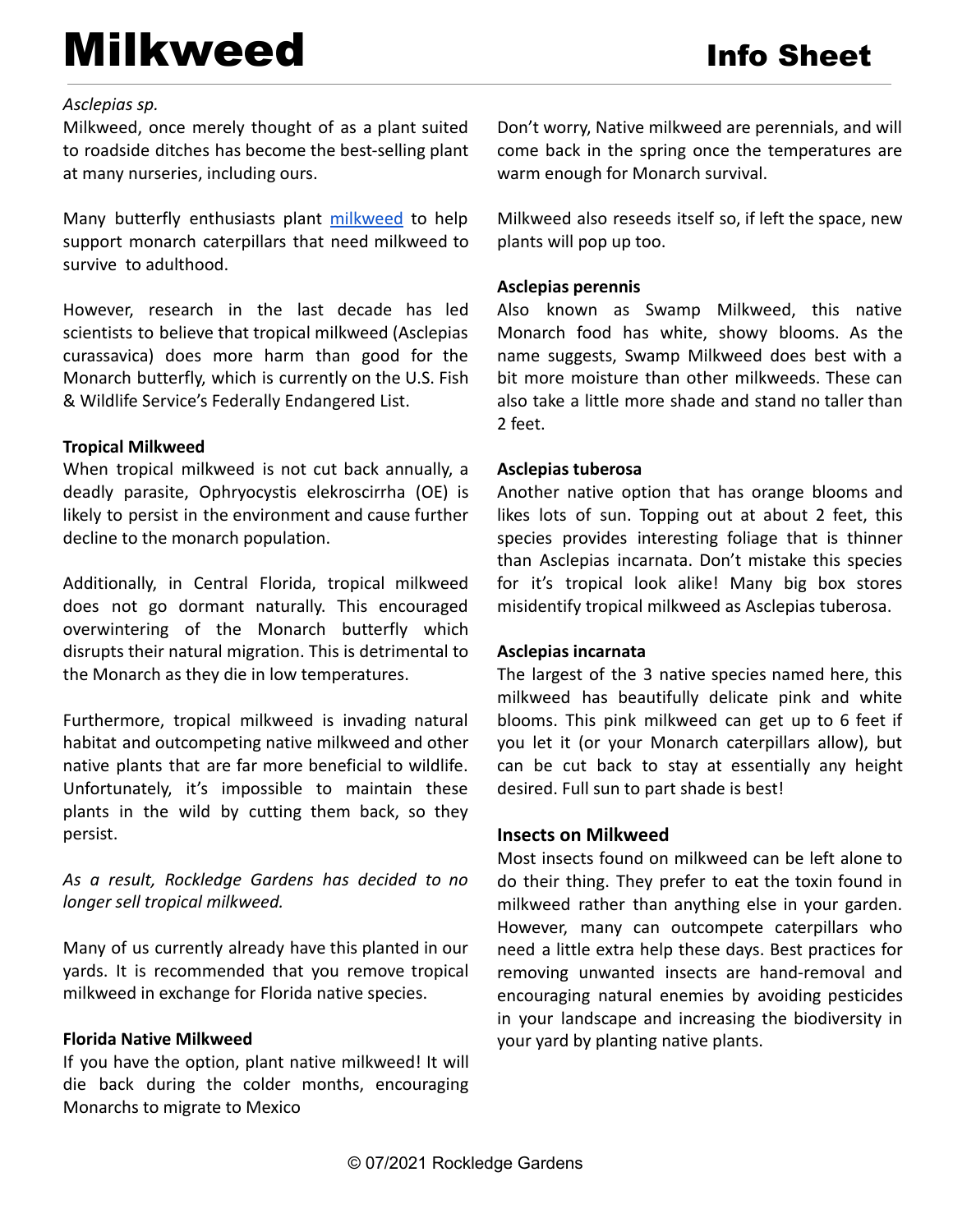# Milkweed

## Info Sheet

*Asclepias sp.*

Milkweed, once merely thought of as a plant suited to roadside ditches has become the best-selling plant at many nurseries, including ours.

Many butterfly enthusiasts plant milkweed to help support monarch caterpillars that need milkweed to survive to adulthood.

However, research in the last decade has led scientists to believe that tropical milkweed (Asclepias curassavica) does more harm than good for the Monarch butterfly, which is currently on the U.S. Fish & Wildlife Service's Federally Endangered List.

**Tropical Milkweed**

When tropical milkweed is not cut back annually, a deadly parasite, Ophryocystis elekroscirrha (OE) is likely to persist in the environment and cause further decline to the monarch population.

Additionally, in Central Florida, tropical milkweed does not go dormant naturally. This encouraged overwintering of the Monarch butterfly which disrupts their natural migration. This is detrimental to the Monarch as they die in low temperatures.

Furthermore, tropical milkweed is invading natural habitat and outcompeting native milkweed and other native plants that are far more beneficial to wildlife. Unfortunately, it's impossible to maintain these plants in the wild by cutting them back, so they persist.

*As a result, Rockledge Gardens has decided to no longer sell tropical milkweed.*

Many of us currently already have this planted in our yards. It is recommended that you remove tropical milkweed in exchange for Florida native species.

**Florida Native Milkweed**

If you have the option, plant native milkweed! It will die back during the colder months, encouraging Monarchs to migrate to Mexico

Don't worry, Native milkweed are perennials, and will come back in the spring once the temperatures are warm enough for Monarch survival.

Milkweed also reseeds itself so, if left the space, new plants will pop up too.

**Asclepias perennis**

Also known as Swamp Milkweed, this native Monarch food has white, showy blooms. As the name suggests, Swamp Milkweed does best with a bit more moisture than other milkweeds. These can also take a little more shade and stand no taller than 2 feet.

**Asclepias tuberosa**

Another native option that has orange blooms and likes lots of sun. Topping out at about 2 feet, this species provides interesting foliage that is thinner than Asclepias incarnata. Don't mistake this species for it's tropical look alike! Many big box stores misidentify tropical milkweed as Asclepias tuberosa.

**Asclepias incarnata**

The largest of the 3 native species named here, this milkweed has beautifully delicate pink and white blooms. This pink milkweed can get up to 6 feet if you let it (or your Monarch caterpillars allow), but can be cut back to stay at essentially any height desired. Full sun to part shade is best!

### Insects on Milkweed

Most insects found on milkweed can be left alone to do their thing. They prefer to eat the toxin found in milkweed rather than anything else in your garden. However, many can outcompete caterpillars who need a little extra help these days. Best practices for removing unwanted insects are hand-removal and encouraging natural enemies by avoiding pesticides in your landscape and increasing the biodiversity in your yard by planting native plants.

© 07/2021 Rockledge Gardens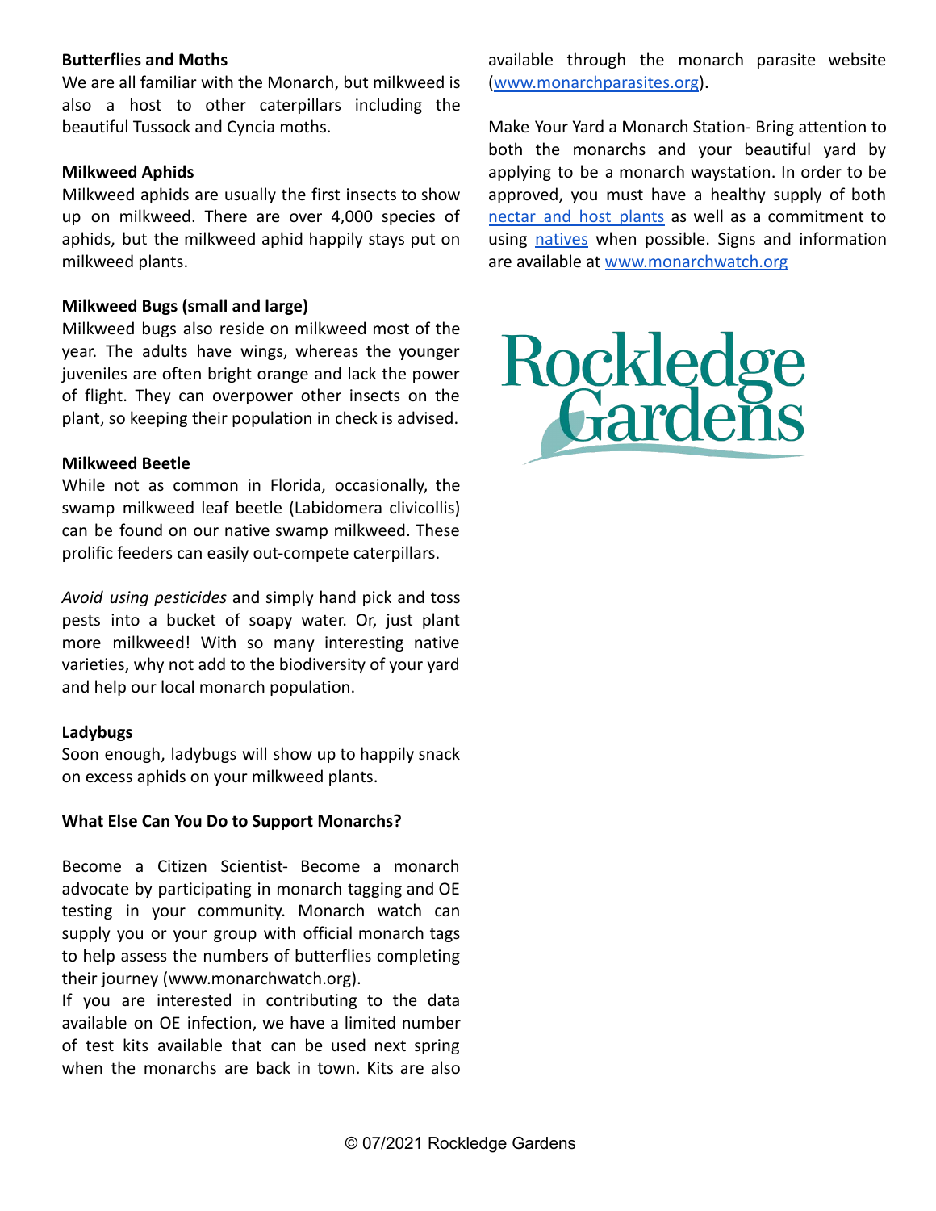**Butterflies and Moths**

We are all familiar with the Monarch, but milkweed is also a host to other caterpillars including the beautiful Tussock and Cyncia moths.

**Milkweed Aphids**

Milkweed aphids are usually the first insects to show up on milkweed. There are over 4,000 species of aphids, but the milkweed aphid happily stays put on milkweed plants.

**Milkweed Bugs (small and large)**

Milkweed bugs also reside on milkweed most of the year. The adults have wings, whereas the younger juveniles are often bright orange and lack the power of flight. They can overpower other insects on the plant, so keeping their population in check is advised.

**Milkweed Beetle**

While not as common in Florida, occasionally, the swamp milkweed leaf beetle (Labidomera clivicollis) can be found on our native swamp milkweed. These prolific feeders can easily out-compete caterpillars.

*Avoid using pesticides* and simply hand pick and toss pests into a bucket of soapy water. Or, just plant more milkweed! With so many interesting native varieties, why not add to the biodiversity of your yard and help our local monarch population.

**Ladybugs**

Soon enough, ladybugs will show up to happily snack on excess aphids on your milkweed plants.

**What Else Can You Do to Support Monarchs?**

Become a Citizen Scientist- Become a monarch advocate by participating in monarch tagging and OE testing in your community. Monarch watch can supply you or your group with official monarch tags to help assess the numbers of butterflies completing their journey (www.monarchwatch.org).

If you are interested in contributing to the data available on OE infection, we have a limited number of test kits available that can be used next spring when the monarchs are back in town. Kits are also available through the monarch parasite website ([www.monarchparasites.org](www.monarchparasites.org)).

Make Your Yard a Monarch Station- Bring attention to both the monarchs and your beautiful yard by applying to be a monarch waystation. In order to be approved, you must have a healthy supply of both nectar and host plants as well as a commitment to using natives when possible. Signs and information are available at [www.monarchwatch.org](www.monarchwatch.org)

Rockledge Gardens

© 07/2021 Rockledge Gardens